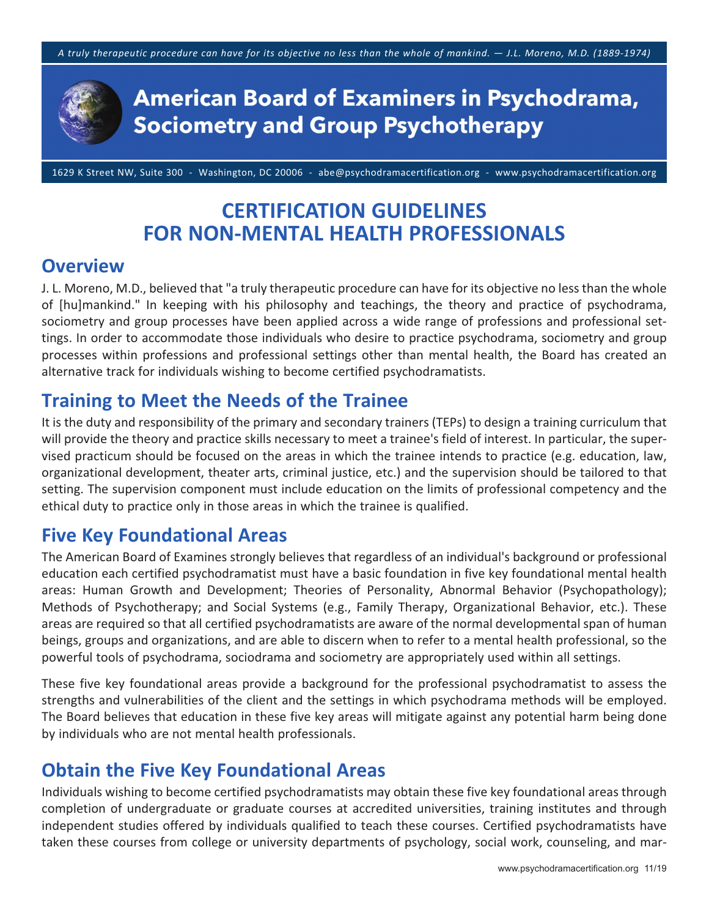*A truly therapeutic procedure can have for its objective no less than the whole of mankind. — J.L. Moreno, M.D. (1889-1974)*

# American Board of Examiners in Psychodrama, Sociometry and Group Psychotherapy

1629 K Street NW, Suite 300 - Washington, DC 20006 - abe@psychodramacertification.org - www.psychodramacertification.org

# CERTIFICATION GUIDELINES FOR NON-MENTAL HEALTH PROFESSIONALS

## Overview

J. L. Moreno, M.D., believed that "a truly therapeutic procedure can have for its objective no less than the whole of [hu]mankind." In keeping with his philosophy and teachings, the theory and practice of psychodrama, sociometry and group processes have been applied across a wide range of professions and professional settings. In order to accommodate those individuals who desire to practice psychodrama, sociometry and group processes within professions and professional settings other than mental health, the Board has created an alternative track for individuals wishing to become certified psychodramatists.

## Training to Meet the Needs of the Trainee

It is the duty and responsibility of the primary and secondary trainers (TEPs) to design a training curriculum that will provide the theory and practice skills necessary to meet a trainee's field of interest. In particular, the supervised practicum should be focused on the areas in which the trainee intends to practice (e.g. education, law, organizational development, theater arts, criminal justice, etc.) and the supervision should be tailored to that setting. The supervision component must include education on the limits of professional competency and the ethical duty to practice only in those areas in which the trainee is qualified.

## Five Key Foundational Areas

The American Board of Examines strongly believes that regardless of an individual's background or professional education each certified psychodramatist must have a basic foundation in five key foundational mental health areas: Human Growth and Development; Theories of Personality, Abnormal Behavior (Psychopathology); Methods of Psychotherapy; and Social Systems (e.g., Family Therapy, Organizational Behavior, etc.). These areas are required so that all certified psychodramatists are aware of the normal developmental span of human beings, groups and organizations, and are able to discern when to refer to a mental health professional, so the powerful tools of psychodrama, sociodrama and sociometry are appropriately used within all settings.

These five key foundational areas provide a background for the professional psychodramatist to assess the strengths and vulnerabilities of the client and the settings in which psychodrama methods will be employed. The Board believes that education in these five key areas will mitigate against any potential harm being done by individuals who are not mental health professionals.

## Obtain the Five Key Foundational Areas

Individuals wishing to become certified psychodramatists may obtain these five key foundational areas through completion of undergraduate or graduate courses at accredited universities, training institutes and through independent studies offered by individuals qualified to teach these courses. Certified psychodramatists have taken these courses from college or university departments of psychology, social work, counseling, and mar-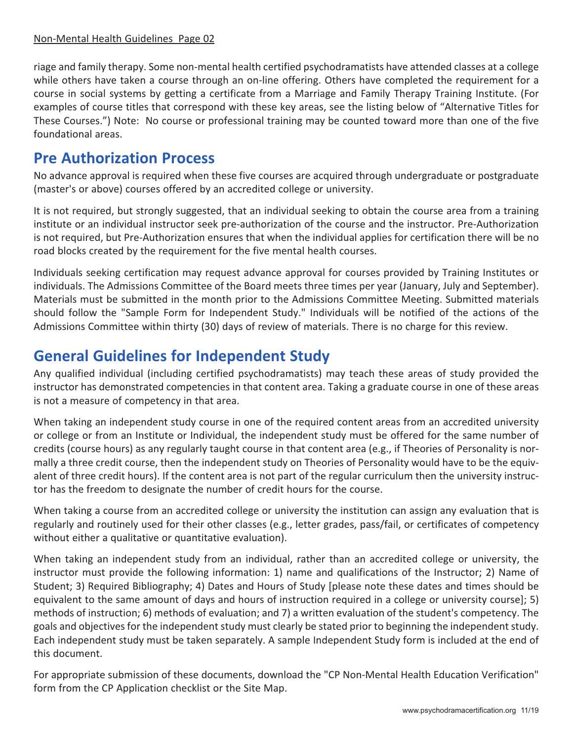riage and family therapy. Some non-mental health certified psychodramatists have attended classes at a college while others have taken a course through an on-line offering. Others have completed the requirement for a course in social systems by getting a certificate from a Marriage and Family Therapy Training Institute. (For examples of course titles that correspond with these key areas, see the listing below of "Alternative Titles for These Courses.") Note: No course or professional training may be counted toward more than one of the five foundational areas.

## Pre Authorization Process

No advance approval is required when these five courses are acquired through undergraduate or postgraduate (master's or above) courses offered by an accredited college or university.

It is not required, but strongly suggested, that an individual seeking to obtain the course area from a training institute or an individual instructor seek pre-authorization of the course and the instructor. Pre-Authorization is not required, but Pre-Authorization ensures that when the individual applies for certification there will be no road blocks created by the requirement for the five mental health courses.

Individuals seeking certification may request advance approval for courses provided by Training Institutes or individuals. The Admissions Committee of the Board meets three times per year (January, July and September). Materials must be submitted in the month prior to the Admissions Committee Meeting. Submitted materials should follow the "Sample Form for Independent Study." Individuals will be notified of the actions of the Admissions Committee within thirty (30) days of review of materials. There is no charge for this review.

## General Guidelines for Independent Study

Any qualified individual (including certified psychodramatists) may teach these areas of study provided the instructor has demonstrated competencies in that content area. Taking a graduate course in one of these areas is not a measure of competency in that area.

When taking an independent study course in one of the required content areas from an accredited university or college or from an Institute or Individual, the independent study must be offered for the same number of credits (course hours) as any regularly taught course in that content area (e.g., if Theories of Personality is normally a three credit course, then the independent study on Theories of Personality would have to be the equivalent of three credit hours). If the content area is not part of the regular curriculum then the university instructor has the freedom to designate the number of credit hours for the course.

When taking a course from an accredited college or university the institution can assign any evaluation that is regularly and routinely used for their other classes (e.g., letter grades, pass/fail, or certificates of competency without either a qualitative or quantitative evaluation).

When taking an independent study from an individual, rather than an accredited college or university, the instructor must provide the following information: 1) name and qualifications of the Instructor; 2) Name of Student; 3) Required Bibliography; 4) Dates and Hours of Study [please note these dates and times should be equivalent to the same amount of days and hours of instruction required in a college or university course]; 5) methods of instruction; 6) methods of evaluation; and 7) a written evaluation of the student's competency. The goals and objectives for the independent study must clearly be stated prior to beginning the independent study. Each independent study must be taken separately. A sample Independent Study form is included at the end of this document.

For appropriate submission of these documents, download the "CP Non-Mental Health Education Verification" form from the CP Application checklist or the Site Map.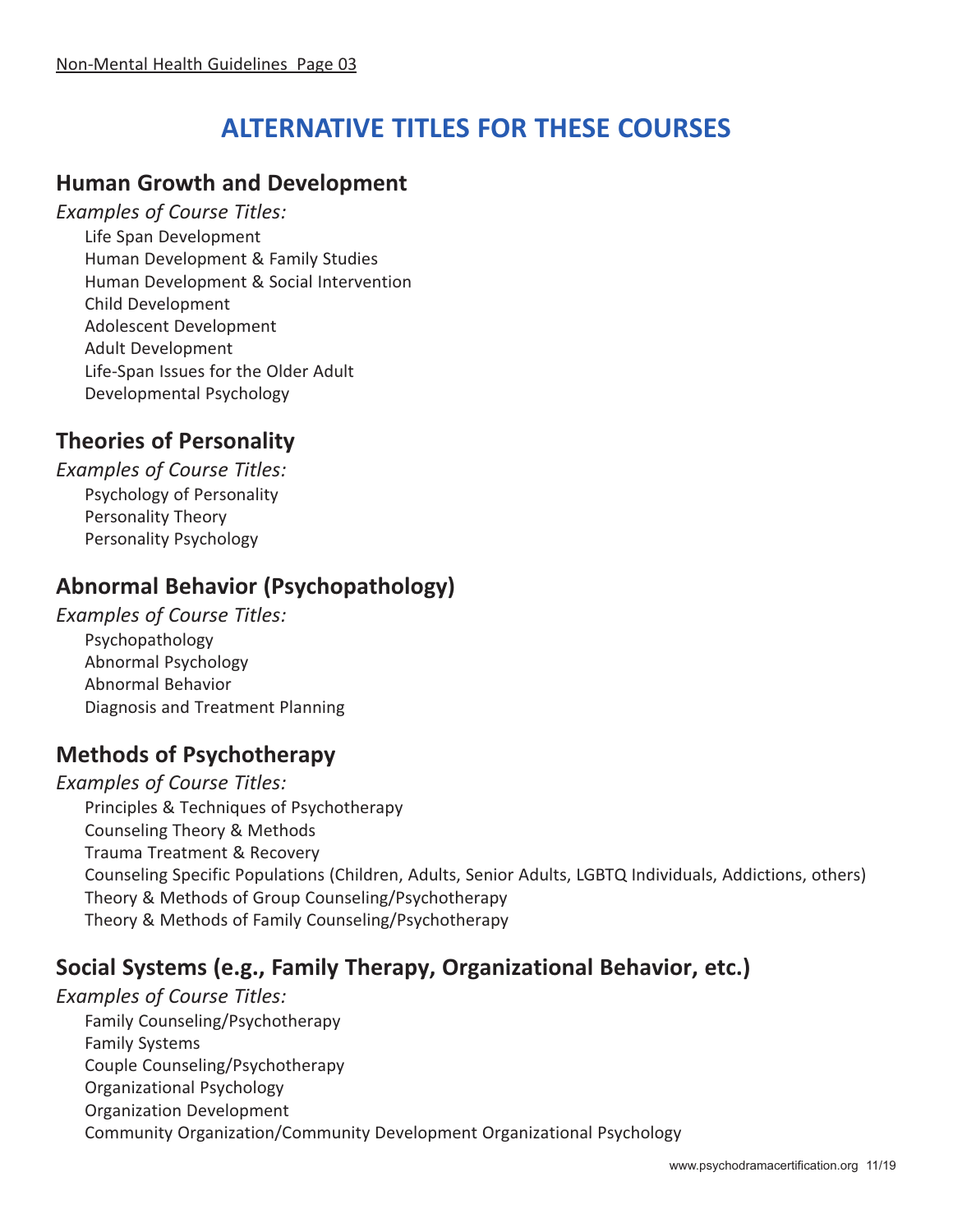# ALTERNATIVE TITLES FOR THESE COURSES

## Human Growth and Development

*Examples of Course Titles:*

- Life Span Development
- Human Development & Family Studies
- Human Development & Social Intervention
- Child Development
- Adolescent Development
- Adult Development
- Life-Span Issues for the Older Adult
- Developmental Psychology

## Theories of Personality

*Examples of Course Titles:*

- Psychology of Personality
- Personality Theory
- Personality Psychology

## Abnormal Behavior (Psychopathology)

*Examples of Course Titles:*

- Psychopathology
- Abnormal Psychology
- Abnormal Behavior
- Diagnosis and Treatment Planning

## Methods of Psychotherapy

*Examples of Course Titles:*

- Principles & Techniques of Psychotherapy
- Counseling Theory & Methods
- Trauma Treatment & Recovery
- Counseling Specific Populations (Children, Adults, Senior Adults, LGBTQ Individuals, Addictions, others)
- Theory & Methods of Group Counseling/Psychotherapy
- Theory & Methods of Family Counseling/Psychotherapy

## Social Systems (e.g., Family Therapy, Organizational Behavior, etc.)

*Examples of Course Titles:*

- Family Counseling/Psychotherapy
- Family Systems
- Couple Counseling/Psychotherapy
- Organizational Psychology
- Organization Development
- Community Organization/Community Development Organizational Psychology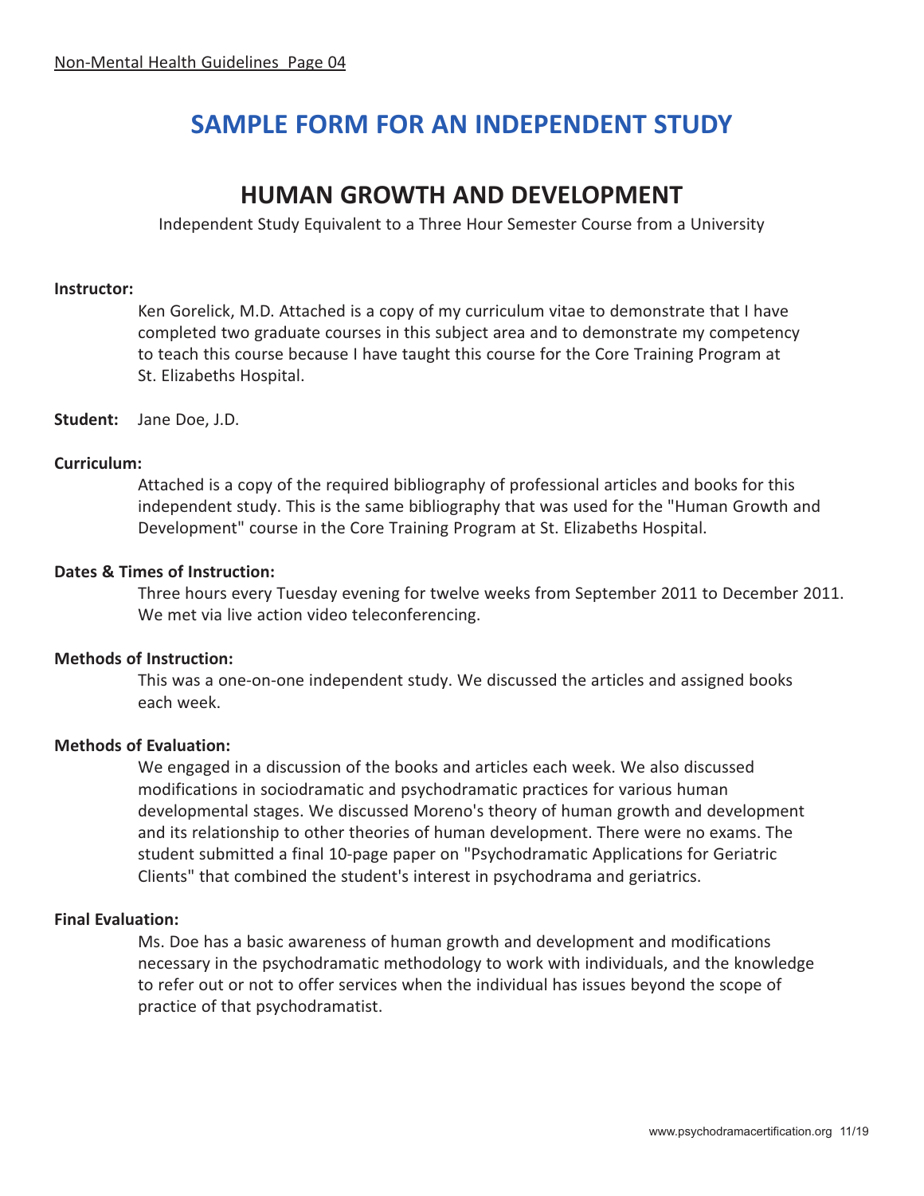# SAMPLE FORM FOR AN INDEPENDENT STUDY

## HUMAN GROWTH AND DEVELOPMENT

Independent Study Equivalent to a Three Hour Semester Course from a University

**Instructor:**

Ken Gorelick, M.D. Attached is a copy of my curriculum vitae to demonstrate that I have completed two graduate courses in this subject area and to demonstrate my competency to teach this course because I have taught this course for the Core Training Program at St. Elizabeths Hospital.

**Student:** Jane Doe, J.D.

**Curriculum:**

Attached is a copy of the required bibliography of professional articles and books for this independent study. This is the same bibliography that was used for the "Human Growth and Development" course in the Core Training Program at St. Elizabeths Hospital.

**Dates & Times of Instruction:**

Three hours every Tuesday evening for twelve weeks from September 2011 to December 2011. We met via live action video teleconferencing.

**Methods of Instruction:**

This was a one-on-one independent study. We discussed the articles and assigned books each week.

**Methods of Evaluation:**

We engaged in a discussion of the books and articles each week. We also discussed modifications in sociodramatic and psychodramatic practices for various human developmental stages. We discussed Moreno's theory of human growth and development and its relationship to other theories of human development. There were no exams. The student submitted a final 10-page paper on "Psychodramatic Applications for Geriatric Clients" that combined the student's interest in psychodrama and geriatrics.

**Final Evaluation:**

Ms. Doe has a basic awareness of human growth and development and modifications necessary in the psychodramatic methodology to work with individuals, and the knowledge to refer out or not to offer services when the individual has issues beyond the scope of practice of that psychodramatist.